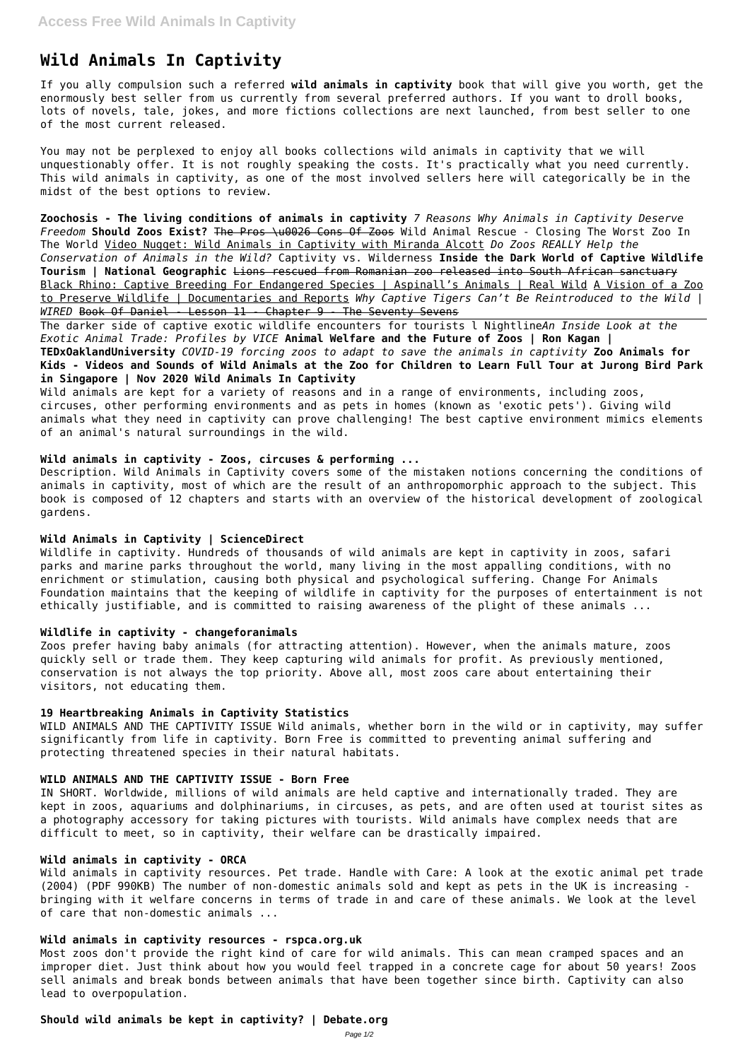# Wild Animals In Captivity

If you ally compulsion such a referred **wild animals in captivity** book that will give you worth, get the enormously best seller from us currently from several preferred authors. If you want to droll books, lots of novels, tale, jokes, and more fictions collections are next launched, from best seller to one of the most current released.

You may not be perplexed to enjoy all books collections wild animals in captivity that we will unquestionably offer. It is not roughly speaking the costs. It's practically what you need currently. This wild animals in captivity, as one of the most involved sellers here will categorically be in the midst of the best options to review.

**Zoochosis - The living conditions of animals in captivity** *7 Reasons Why Animals in Captivity Deserve Freedom* **Should Zoos Exist?** ~~The Pros \u0026 Cons Of Zoos~~ Wild Animal Rescue - Closing The Worst Zoo In The World Video Nugget: Wild Animals in Captivity with Miranda Alcott *Do Zoos REALLY Help the Conservation of Animals in the Wild?* Captivity vs. Wilderness **Inside the Dark World of Captive Wildlife Tourism | National Geographic** ~~Lions rescued from Romanian zoo released into South African sanctuary~~ Black Rhino: Captive Breeding For Endangered Species | Aspinall's Animals | Real Wild A Vision of a Zoo to Preserve Wildlife | Documentaries and Reports *Why Captive Tigers Can't Be Reintroduced to the Wild | WIRED* ~~Book Of Daniel - Lesson 11 - Chapter 9 - The Seventy Sevens~~

The darker side of captive exotic wildlife encounters for tourists l Nightline*An Inside Look at the Exotic Animal Trade: Profiles by VICE* **Animal Welfare and the Future of Zoos | Ron Kagan | TEDxOaklandUniversity** *COVID-19 forcing zoos to adapt to save the animals in captivity* **Zoo Animals for Kids - Videos and Sounds of Wild Animals at the Zoo for Children to Learn Full Tour at Jurong Bird Park in Singapore | Nov 2020 Wild Animals In Captivity**

Wild animals are kept for a variety of reasons and in a range of environments, including zoos, circuses, other performing environments and as pets in homes (known as 'exotic pets'). Giving wild animals what they need in captivity can prove challenging! The best captive environment mimics elements of an animal's natural surroundings in the wild.

### Wild animals in captivity - Zoos, circuses & performing ...

Description. Wild Animals in Captivity covers some of the mistaken notions concerning the conditions of animals in captivity, most of which are the result of an anthropomorphic approach to the subject. This book is composed of 12 chapters and starts with an overview of the historical development of zoological gardens.

### Wild Animals in Captivity | ScienceDirect

Wildlife in captivity. Hundreds of thousands of wild animals are kept in captivity in zoos, safari parks and marine parks throughout the world, many living in the most appalling conditions, with no enrichment or stimulation, causing both physical and psychological suffering. Change For Animals Foundation maintains that the keeping of wildlife in captivity for the purposes of entertainment is not ethically justifiable, and is committed to raising awareness of the plight of these animals ...

### Wildlife in captivity - changeforanimals

Zoos prefer having baby animals (for attracting attention). However, when the animals mature, zoos quickly sell or trade them. They keep capturing wild animals for profit. As previously mentioned, conservation is not always the top priority. Above all, most zoos care about entertaining their visitors, not educating them.

### 19 Heartbreaking Animals in Captivity Statistics

WILD ANIMALS AND THE CAPTIVITY ISSUE Wild animals, whether born in the wild or in captivity, may suffer significantly from life in captivity. Born Free is committed to preventing animal suffering and protecting threatened species in their natural habitats.

### WILD ANIMALS AND THE CAPTIVITY ISSUE - Born Free

IN SHORT. Worldwide, millions of wild animals are held captive and internationally traded. They are kept in zoos, aquariums and dolphinariums, in circuses, as pets, and are often used at tourist sites as a photography accessory for taking pictures with tourists. Wild animals have complex needs that are difficult to meet, so in captivity, their welfare can be drastically impaired.

### Wild animals in captivity - ORCA

Wild animals in captivity resources. Pet trade. Handle with Care: A look at the exotic animal pet trade (2004) (PDF 990KB) The number of non-domestic animals sold and kept as pets in the UK is increasing - bringing with it welfare concerns in terms of trade in and care of these animals. We look at the level of care that non-domestic animals ...

### Wild animals in captivity resources - rspca.org.uk

Most zoos don't provide the right kind of care for wild animals. This can mean cramped spaces and an improper diet. Just think about how you would feel trapped in a concrete cage for about 50 years! Zoos sell animals and break bonds between animals that have been together since birth. Captivity can also lead to overpopulation.

### Should wild animals be kept in captivity? | Debate.org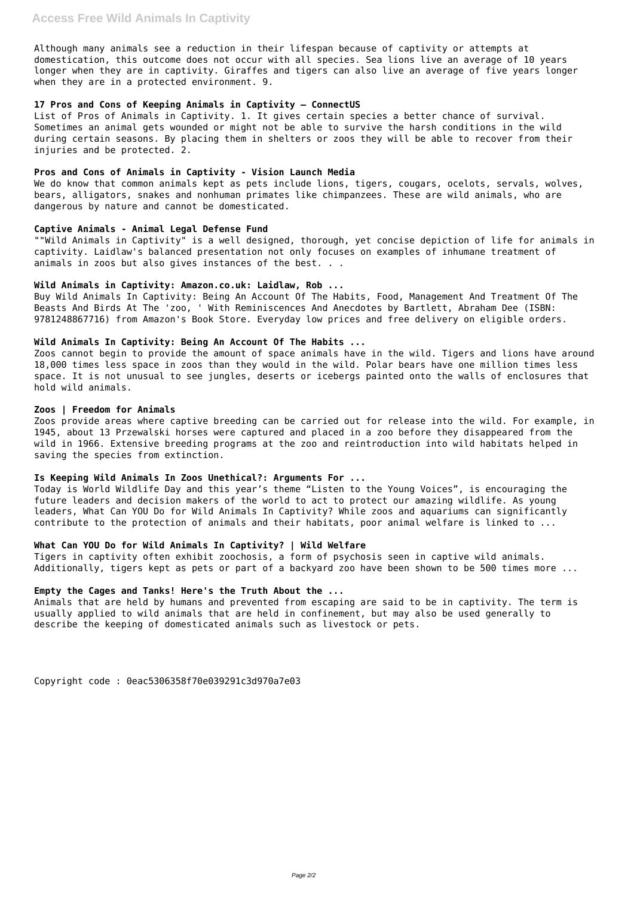Although many animals see a reduction in their lifespan because of captivity or attempts at domestication, this outcome does not occur with all species. Sea lions live an average of 10 years longer when they are in captivity. Giraffes and tigers can also live an average of five years longer when they are in a protected environment. 9.

### 17 Pros and Cons of Keeping Animals in Captivity – ConnectUS

List of Pros of Animals in Captivity. 1. It gives certain species a better chance of survival. Sometimes an animal gets wounded or might not be able to survive the harsh conditions in the wild during certain seasons. By placing them in shelters or zoos they will be able to recover from their injuries and be protected. 2.

### Pros and Cons of Animals in Captivity - Vision Launch Media

We do know that common animals kept as pets include lions, tigers, cougars, ocelots, servals, wolves, bears, alligators, snakes and nonhuman primates like chimpanzees. These are wild animals, who are dangerous by nature and cannot be domesticated.

### Captive Animals - Animal Legal Defense Fund

""Wild Animals in Captivity" is a well designed, thorough, yet concise depiction of life for animals in captivity. Laidlaw's balanced presentation not only focuses on examples of inhumane treatment of animals in zoos but also gives instances of the best. . .

### Wild Animals in Captivity: Amazon.co.uk: Laidlaw, Rob ...

Buy Wild Animals In Captivity: Being An Account Of The Habits, Food, Management And Treatment Of The Beasts And Birds At The 'zoo, ' With Reminiscences And Anecdotes by Bartlett, Abraham Dee (ISBN: 9781248867716) from Amazon's Book Store. Everyday low prices and free delivery on eligible orders.

### Wild Animals In Captivity: Being An Account Of The Habits ...

Zoos cannot begin to provide the amount of space animals have in the wild. Tigers and lions have around 18,000 times less space in zoos than they would in the wild. Polar bears have one million times less space. It is not unusual to see jungles, deserts or icebergs painted onto the walls of enclosures that hold wild animals.

### Zoos | Freedom for Animals

Zoos provide areas where captive breeding can be carried out for release into the wild. For example, in 1945, about 13 Przewalski horses were captured and placed in a zoo before they disappeared from the wild in 1966. Extensive breeding programs at the zoo and reintroduction into wild habitats helped in saving the species from extinction.

### Is Keeping Wild Animals In Zoos Unethical?: Arguments For ...

Today is World Wildlife Day and this year's theme "Listen to the Young Voices", is encouraging the future leaders and decision makers of the world to act to protect our amazing wildlife. As young leaders, What Can YOU Do for Wild Animals In Captivity? While zoos and aquariums can significantly contribute to the protection of animals and their habitats, poor animal welfare is linked to ...

### What Can YOU Do for Wild Animals In Captivity? | Wild Welfare

Tigers in captivity often exhibit zoochosis, a form of psychosis seen in captive wild animals. Additionally, tigers kept as pets or part of a backyard zoo have been shown to be 500 times more ...

### Empty the Cages and Tanks! Here's the Truth About the ...

Animals that are held by humans and prevented from escaping are said to be in captivity. The term is usually applied to wild animals that are held in confinement, but may also be used generally to describe the keeping of domesticated animals such as livestock or pets.

Copyright code : 0eac5306358f70e039291c3d970a7e03